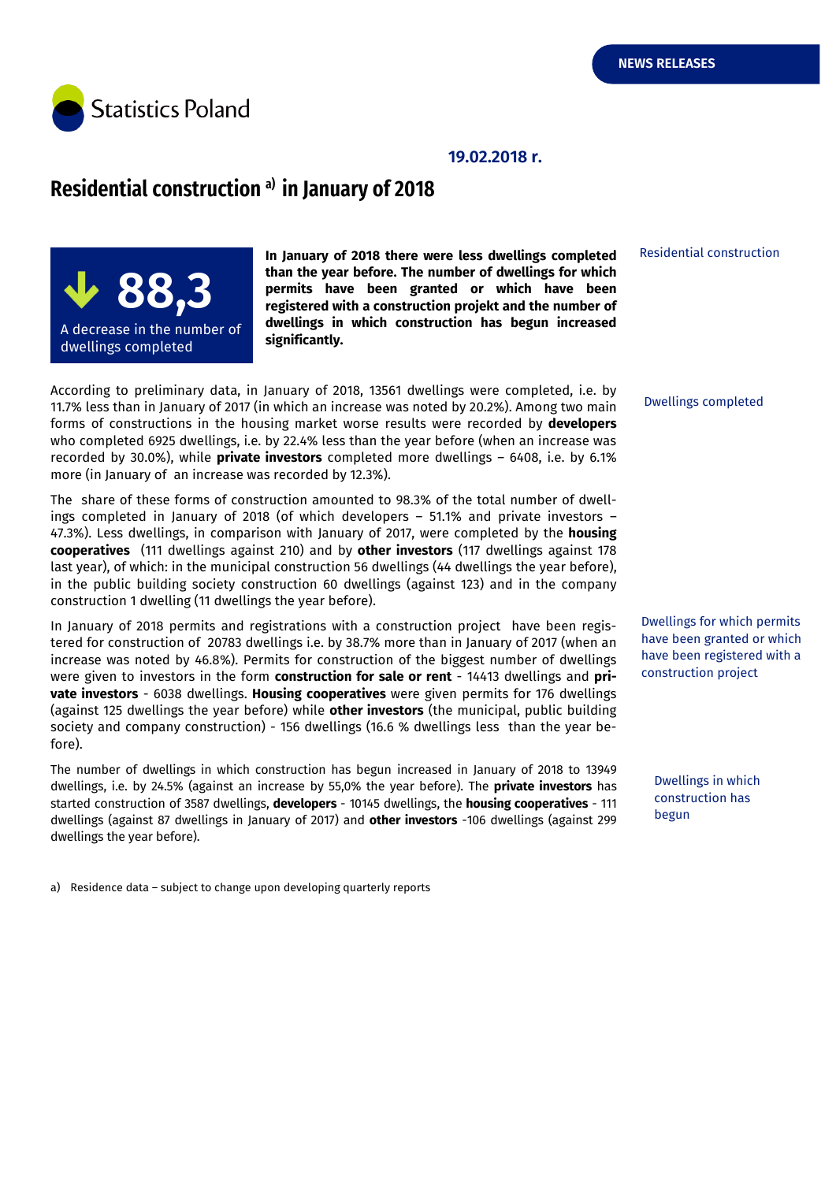NEWS RELEASES

Statistics Poland

19.02.2018 r.

# Residential construction [a] in January of 2018

**88,3**

A decrease in the number of dwellings completed

**In January of 2018 there were less dwellings completed than the year before. The number of dwellings for which permits have been granted or which have been registered with a construction projekt and the number of dwellings in which construction has begun increased significantly.**

Residential construction

Dwellings completed

According to preliminary data, in January of 2018, 13561 dwellings were completed, i.e. by 11.7% less than in January of 2017 (in which an increase was noted by 20.2%). Among two main forms of constructions in the housing market worse results were recorded by **developers** who completed 6925 dwellings, i.e. by 22.4% less than the year before (when an increase was recorded by 30.0%), while **private investors** completed more dwellings – 6408, i.e. by 6.1% more (in January of an increase was recorded by 12.3%).

The share of these forms of construction amounted to 98.3% of the total number of dwellings completed in January of 2018 (of which developers – 51.1% and private investors – 47.3%). Less dwellings, in comparison with January of 2017, were completed by the **housing cooperatives** (111 dwellings against 210) and by **other investors** (117 dwellings against 178 last year), of which: in the municipal construction 56 dwellings (44 dwellings the year before), in the public building society construction 60 dwellings (against 123) and in the company construction 1 dwelling (11 dwellings the year before).

Dwellings for which permits have been granted or which have been registered with a construction project

In January of 2018 permits and registrations with a construction project have been registered for construction of 20783 dwellings i.e. by 38.7% more than in January of 2017 (when an increase was noted by 46.8%). Permits for construction of the biggest number of dwellings were given to investors in the form **construction for sale or rent** - 14413 dwellings and **private investors** - 6038 dwellings. **Housing cooperatives** were given permits for 176 dwellings (against 125 dwellings the year before) while **other investors** (the municipal, public building society and company construction) - 156 dwellings (16.6 % dwellings less than the year before).

Dwellings in which construction has begun

The number of dwellings in which construction has begun increased in January of 2018 to 13949 dwellings, i.e. by 24.5% (against an increase by 55,0% the year before). The **private investors** has started construction of 3587 dwellings, **developers** - 10145 dwellings, the **housing cooperatives** - 111 dwellings (against 87 dwellings in January of 2017) and **other investors** -106 dwellings (against 299 dwellings the year before).

a) Residence data – subject to change upon developing quarterly reports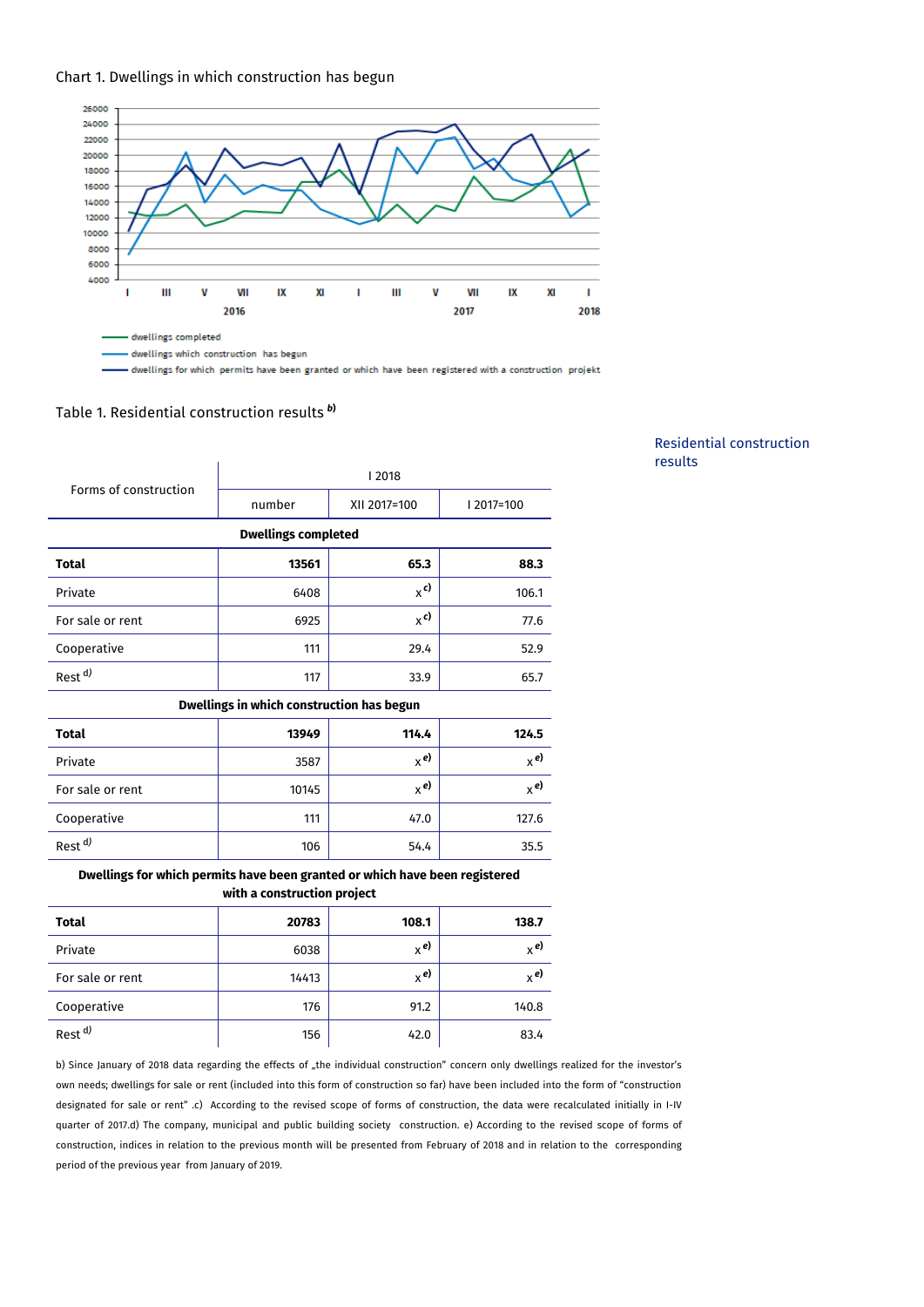Chart 1. Dwellings in which construction has begun

Table 1. Residential construction results [b)]

Residential construction results

| Forms of construction | I 2018 | | |
|---|---|---|---|
| | number | XII 2017=100 | I 2017=100 |
| **Dwellings completed** | | | |
| **Total** | **13561** | **65.3** | **88.3** |
| Private | 6408 | x [c)] | 106.1 |
| For sale or rent | 6925 | x [c)] | 77.6 |
| Cooperative | 111 | 29.4 | 52.9 |
| Rest [d)] | 117 | 33.9 | 65.7 |
| **Dwellings in which construction has begun** | | | |
| **Total** | **13949** | **114.4** | **124.5** |
| Private | 3587 | x [e)] | x [e)] |
| For sale or rent | 10145 | x [e)] | x [e)] |
| Cooperative | 111 | 47.0 | 127.6 |
| Rest [d)] | 106 | 54.4 | 35.5 |
| **Dwellings for which permits have been granted or which have been registered with a construction project** | | | |
| **Total** | **20783** | **108.1** | **138.7** |
| Private | 6038 | x [e)] | x [e)] |
| For sale or rent | 14413 | x [e)] | x [e)] |
| Cooperative | 176 | 91.2 | 140.8 |
| Rest [d)] | 156 | 42.0 | 83.4 |

b) Since January of 2018 data regarding the effects of „the individual construction" concern only dwellings realized for the investor's own needs; dwellings for sale or rent (included into this form of construction so far) have been included into the form of "construction designated for sale or rent" .c) According to the revised scope of forms of construction, the data were recalculated initially in I-IV quarter of 2017.d) The company, municipal and public building society construction. e) According to the revised scope of forms of construction, indices in relation to the previous month will be presented from February of 2018 and in relation to the corresponding period of the previous year from January of 2019.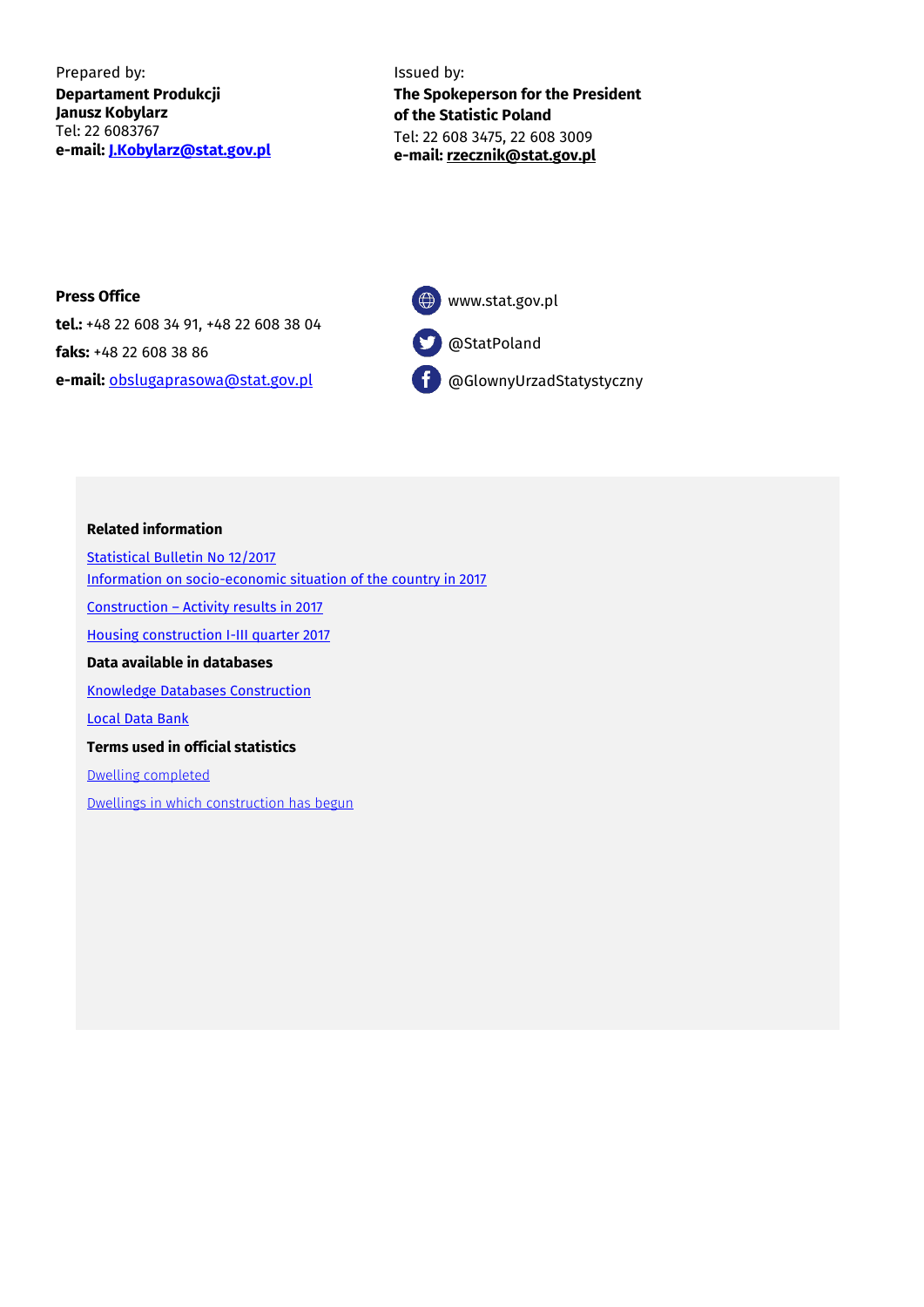Prepared by:
**Departament Produkcji**
**Janusz Kobylarz**
Tel: 22 6083767
**e-mail: J.Kobylarz@stat.gov.pl**

Issued by:
**The Spokeperson for the President of the Statistic Poland**
Tel: 22 608 3475, 22 608 3009
**e-mail: rzecznik@stat.gov.pl**

**Press Office**
**tel.:** +48 22 608 34 91, +48 22 608 38 04
**faks:** +48 22 608 38 86
**e-mail:** obslugaprasowa@stat.gov.pl

www.stat.gov.pl
@StatPoland
@GlownyUrzadStatystyczny

**Related information**

Statistical Bulletin No 12/2017
Information on socio-economic situation of the country in 2017

Construction – Activity results in 2017

Housing construction I-III quarter 2017

**Data available in databases**

Knowledge Databases Construction

Local Data Bank

**Terms used in official statistics**

Dwelling completed

Dwellings in which construction has begun